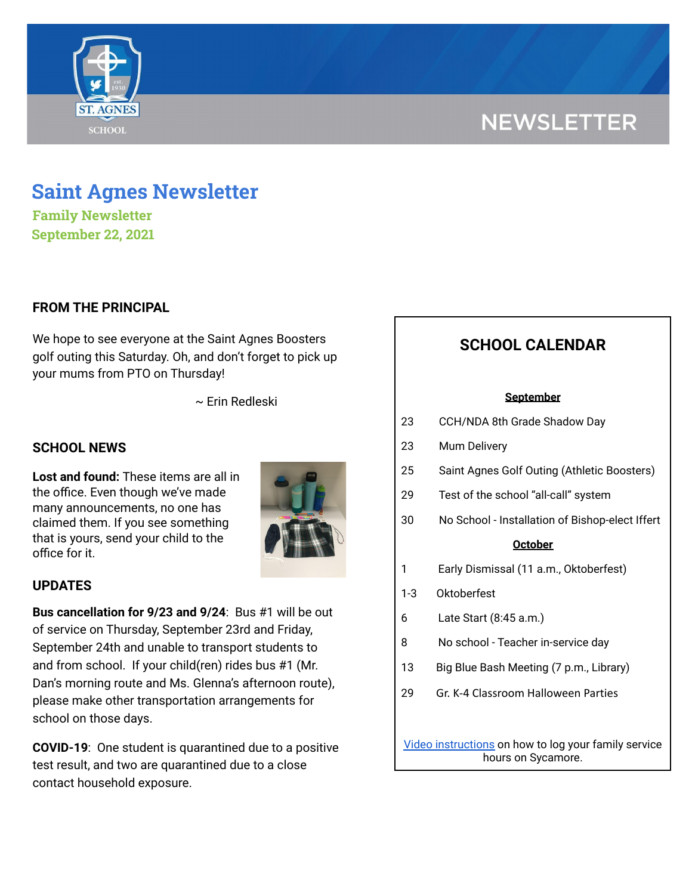NEWSLETTER

# Saint Agnes Newsletter

### Family Newsletter
### September 22, 2021

## FROM THE PRINCIPAL

We hope to see everyone at the Saint Agnes Boosters golf outing this Saturday. Oh, and don't forget to pick up your mums from PTO on Thursday!

~ Erin Redleski

## SCHOOL NEWS

**Lost and found:** These items are all in the office. Even though we've made many announcements, no one has claimed them. If you see something that is yours, send your child to the office for it.

## UPDATES

**Bus cancellation for 9/23 and 9/24**: Bus #1 will be out of service on Thursday, September 23rd and Friday, September 24th and unable to transport students to and from school. If your child(ren) rides bus #1 (Mr. Dan's morning route and Ms. Glenna's afternoon route), please make other transportation arrangements for school on those days.

**COVID-19**: One student is quarantined due to a positive test result, and two are quarantined due to a close contact household exposure.

## SCHOOL CALENDAR

**September**

| | |
|---|---|
| 23 | CCH/NDA 8th Grade Shadow Day |
| 23 | Mum Delivery |
| 25 | Saint Agnes Golf Outing (Athletic Boosters) |
| 29 | Test of the school "all-call" system |
| 30 | No School - Installation of Bishop-elect Iffert |

**October**

| | |
|---|---|
| 1 | Early Dismissal (11 a.m., Oktoberfest) |
| 1-3 | Oktoberfest |
| 6 | Late Start (8:45 a.m.) |
| 8 | No school - Teacher in-service day |
| 13 | Big Blue Bash Meeting (7 p.m., Library) |
| 29 | Gr. K-4 Classroom Halloween Parties |

Video instructions on how to log your family service hours on Sycamore.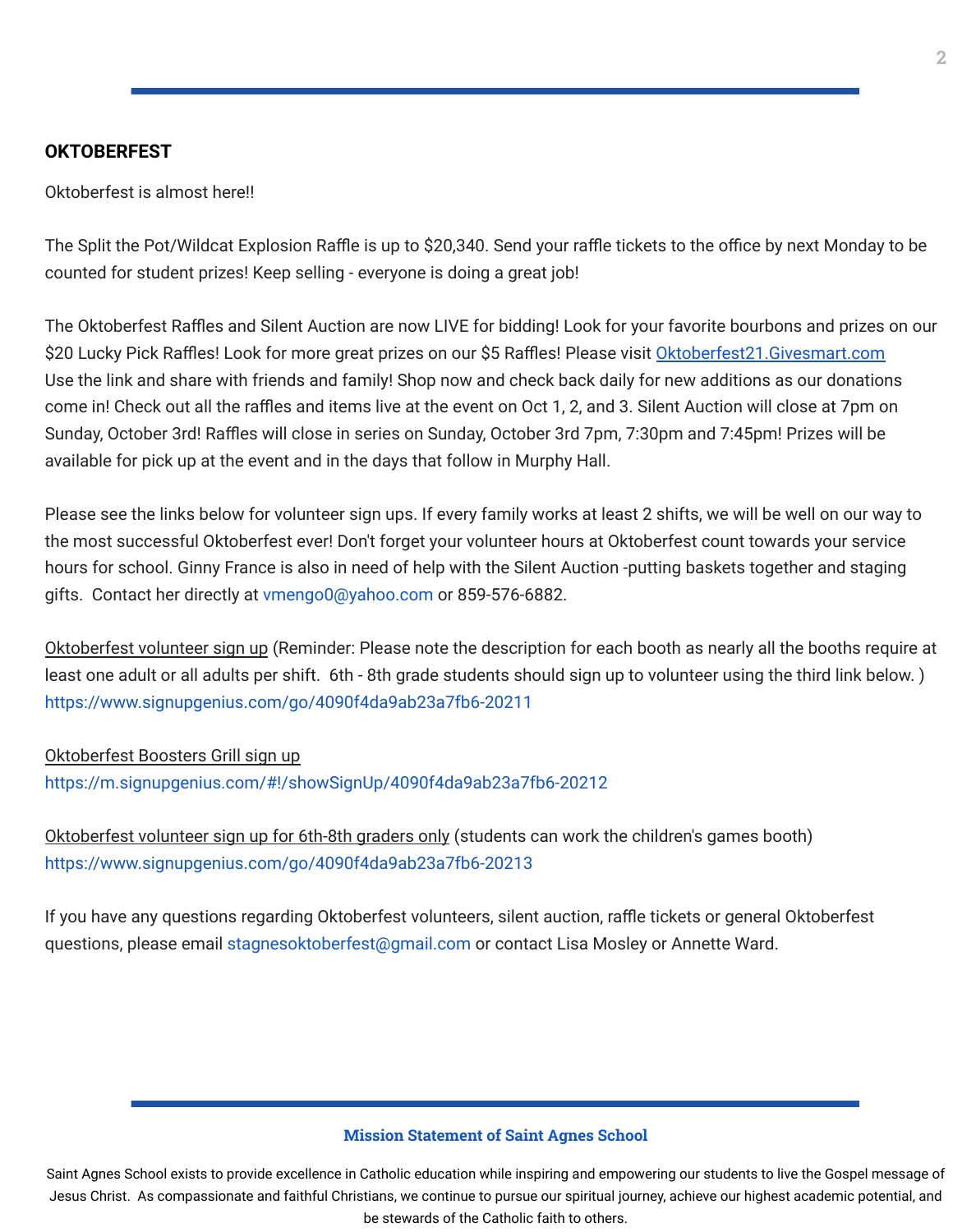## OKTOBERFEST

Oktoberfest is almost here!!

The Split the Pot/Wildcat Explosion Raffle is up to $20,340. Send your raffle tickets to the office by next Monday to be counted for student prizes! Keep selling - everyone is doing a great job!

The Oktoberfest Raffles and Silent Auction are now LIVE for bidding! Look for your favorite bourbons and prizes on our $20 Lucky Pick Raffles! Look for more great prizes on our $5 Raffles! Please visit Oktoberfest21.Givesmart.com Use the link and share with friends and family! Shop now and check back daily for new additions as our donations come in! Check out all the raffles and items live at the event on Oct 1, 2, and 3. Silent Auction will close at 7pm on Sunday, October 3rd! Raffles will close in series on Sunday, October 3rd 7pm, 7:30pm and 7:45pm! Prizes will be available for pick up at the event and in the days that follow in Murphy Hall.

Please see the links below for volunteer sign ups. If every family works at least 2 shifts, we will be well on our way to the most successful Oktoberfest ever! Don't forget your volunteer hours at Oktoberfest count towards your service hours for school. Ginny France is also in need of help with the Silent Auction -putting baskets together and staging gifts. Contact her directly at vmengo0@yahoo.com or 859-576-6882.

Oktoberfest volunteer sign up (Reminder: Please note the description for each booth as nearly all the booths require at least one adult or all adults per shift. 6th - 8th grade students should sign up to volunteer using the third link below. )
https://www.signupgenius.com/go/4090f4da9ab23a7fb6-20211

Oktoberfest Boosters Grill sign up
https://m.signupgenius.com/#!/showSignUp/4090f4da9ab23a7fb6-20212

Oktoberfest volunteer sign up for 6th-8th graders only (students can work the children's games booth)
https://www.signupgenius.com/go/4090f4da9ab23a7fb6-20213

If you have any questions regarding Oktoberfest volunteers, silent auction, raffle tickets or general Oktoberfest questions, please email stagnesoktoberfest@gmail.com or contact Lisa Mosley or Annette Ward.

**Mission Statement of Saint Agnes School**

Saint Agnes School exists to provide excellence in Catholic education while inspiring and empowering our students to live the Gospel message of Jesus Christ. As compassionate and faithful Christians, we continue to pursue our spiritual journey, achieve our highest academic potential, and be stewards of the Catholic faith to others.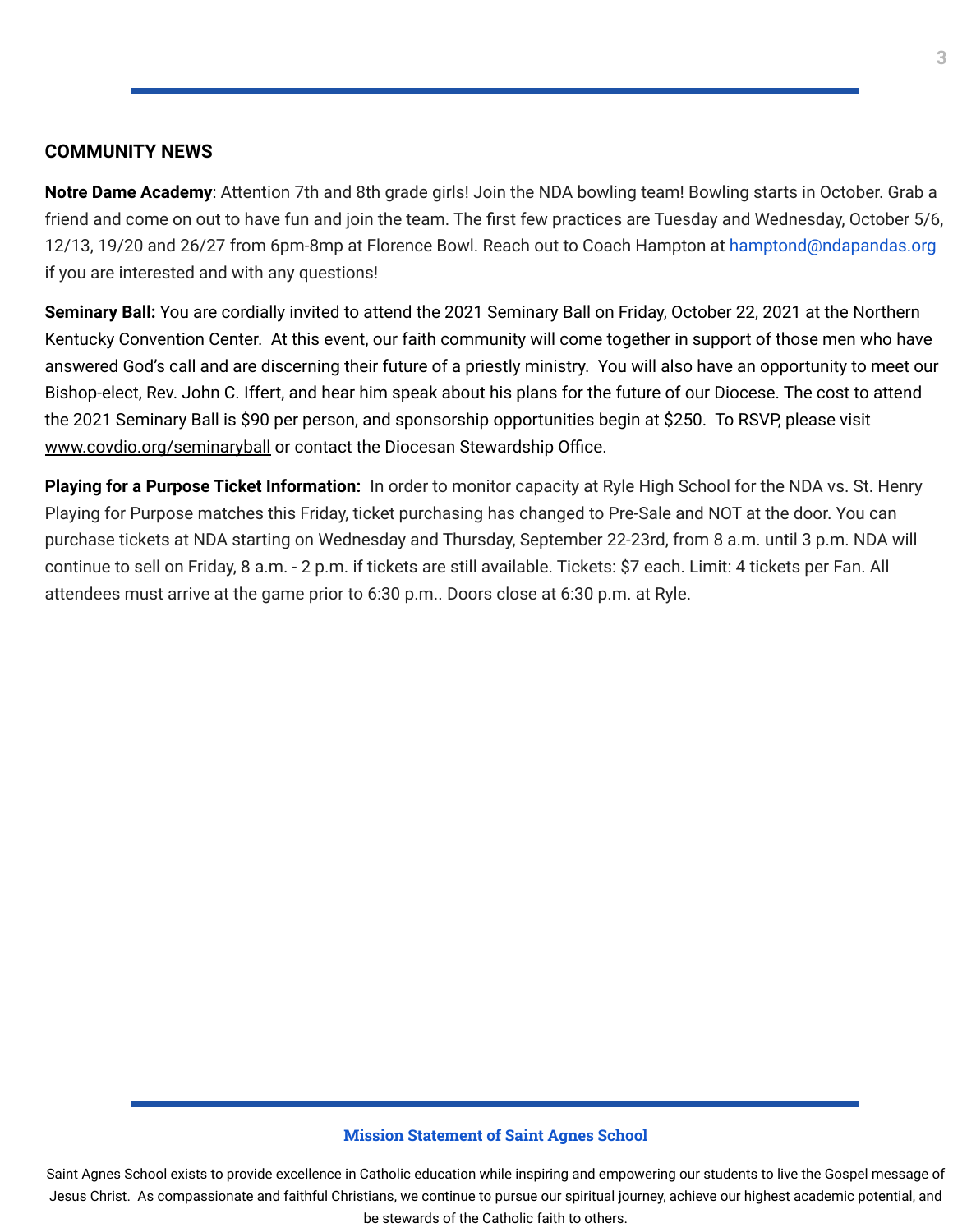## COMMUNITY NEWS

**Notre Dame Academy**: Attention 7th and 8th grade girls! Join the NDA bowling team! Bowling starts in October. Grab a friend and come on out to have fun and join the team. The first few practices are Tuesday and Wednesday, October 5/6, 12/13, 19/20 and 26/27 from 6pm-8mp at Florence Bowl. Reach out to Coach Hampton at hamptond@ndapandas.org if you are interested and with any questions!

**Seminary Ball:** You are cordially invited to attend the 2021 Seminary Ball on Friday, October 22, 2021 at the Northern Kentucky Convention Center. At this event, our faith community will come together in support of those men who have answered God's call and are discerning their future of a priestly ministry. You will also have an opportunity to meet our Bishop-elect, Rev. John C. Iffert, and hear him speak about his plans for the future of our Diocese. The cost to attend the 2021 Seminary Ball is $90 per person, and sponsorship opportunities begin at $250. To RSVP, please visit www.covdio.org/seminaryball or contact the Diocesan Stewardship Office.

**Playing for a Purpose Ticket Information:** In order to monitor capacity at Ryle High School for the NDA vs. St. Henry Playing for Purpose matches this Friday, ticket purchasing has changed to Pre-Sale and NOT at the door. You can purchase tickets at NDA starting on Wednesday and Thursday, September 22-23rd, from 8 a.m. until 3 p.m. NDA will continue to sell on Friday, 8 a.m. - 2 p.m. if tickets are still available. Tickets: $7 each. Limit: 4 tickets per Fan. All attendees must arrive at the game prior to 6:30 p.m.. Doors close at 6:30 p.m. at Ryle.

**Mission Statement of Saint Agnes School**

Saint Agnes School exists to provide excellence in Catholic education while inspiring and empowering our students to live the Gospel message of Jesus Christ. As compassionate and faithful Christians, we continue to pursue our spiritual journey, achieve our highest academic potential, and be stewards of the Catholic faith to others.